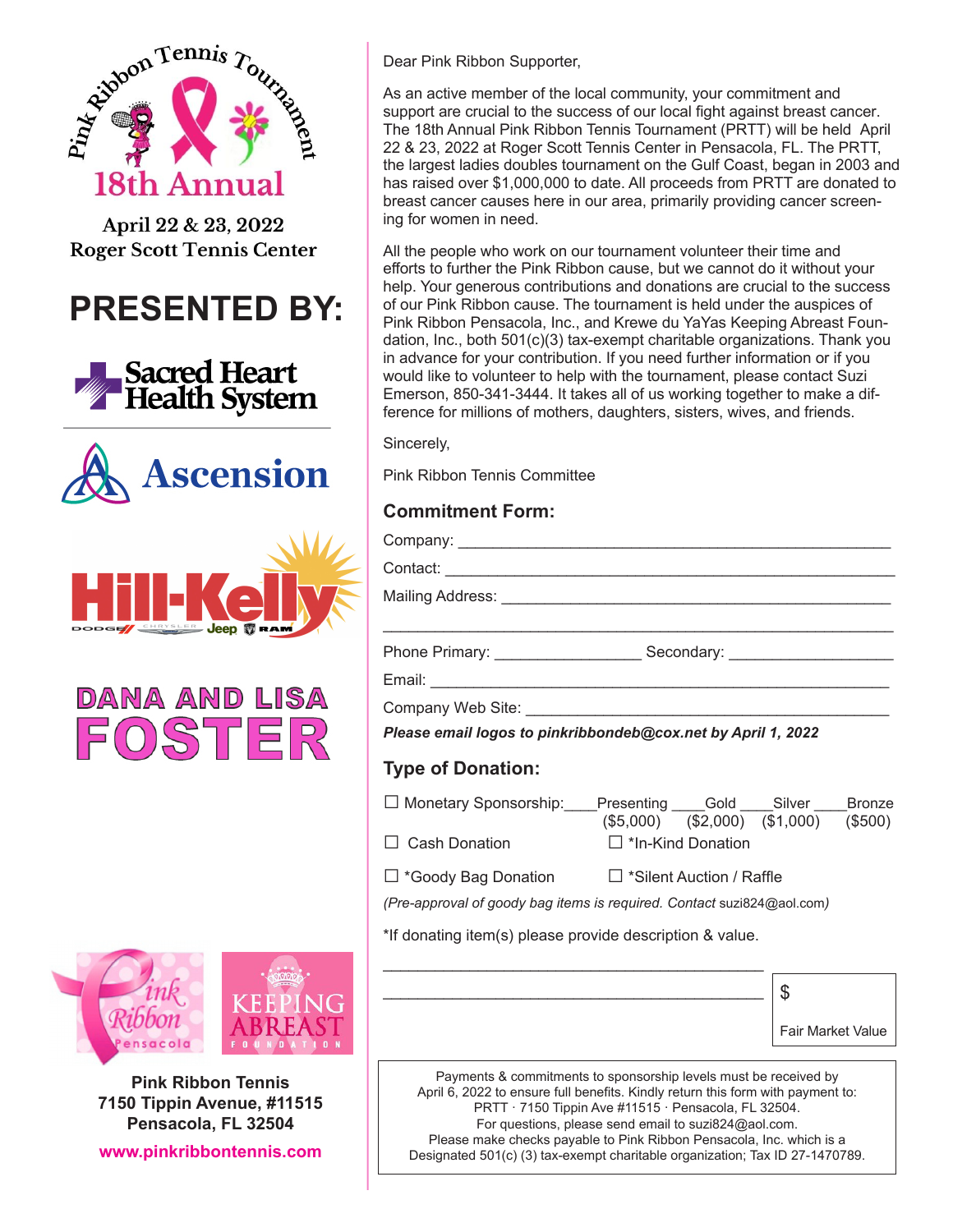# Pink Ribbon Tennis Tournament

## 18th Annual

**April 22 & 23, 2022**
**Roger Scott Tennis Center**

## PRESENTED BY:

Sacred Heart Health System

Ascension

Hill-Kelly
DODGE CHRYSLER Jeep RAM

DANA AND LISA FOSTER

Pink Ribbon Pensacola

KEEPING ABREAST FOUNDATION

**Pink Ribbon Tennis**
**7150 Tippin Avenue, #11515**
**Pensacola, FL 32504**

**www.pinkribbontennis.com**

Dear Pink Ribbon Supporter,

As an active member of the local community, your commitment and support are crucial to the success of our local fight against breast cancer. The 18th Annual Pink Ribbon Tennis Tournament (PRTT) will be held April 22 & 23, 2022 at Roger Scott Tennis Center in Pensacola, FL. The PRTT, the largest ladies doubles tournament on the Gulf Coast, began in 2003 and has raised over $1,000,000 to date. All proceeds from PRTT are donated to breast cancer causes here in our area, primarily providing cancer screening for women in need.

All the people who work on our tournament volunteer their time and efforts to further the Pink Ribbon cause, but we cannot do it without your help. Your generous contributions and donations are crucial to the success of our Pink Ribbon cause. The tournament is held under the auspices of Pink Ribbon Pensacola, Inc., and Krewe du YaYas Keeping Abreast Foundation, Inc., both 501(c)(3) tax-exempt charitable organizations. Thank you in advance for your contribution. If you need further information or if you would like to volunteer to help with the tournament, please contact Suzi Emerson, 850-341-3444. It takes all of us working together to make a difference for millions of mothers, daughters, sisters, wives, and friends.

Sincerely,

Pink Ribbon Tennis Committee

### Commitment Form:

Company: ______________________________________________

Contact: ______________________________________________

Mailing Address: ______________________________________________

______________________________________________

Phone Primary: ________________ Secondary: ________________

Email: ______________________________________________

Company Web Site: ______________________________________________

***Please email logos to pinkribbondeb@cox.net by April 1, 2022***

### Type of Donation:

☐ Monetary Sponsorship: ____Presenting ($5,000) ____Gold ($2,000) ____Silver ($1,000) ____Bronze ($500)

☐ Cash Donation ☐ *In-Kind Donation

☐ *Goody Bag Donation ☐ *Silent Auction / Raffle

*(Pre-approval of goody bag items is required. Contact* suzi824@aol.com*)*

*If donating item(s) please provide description & value.

______________________________________________

______________________________________________

$ ________
Fair Market Value

Payments & commitments to sponsorship levels must be received by April 6, 2022 to ensure full benefits. Kindly return this form with payment to: PRTT · 7150 Tippin Ave #11515 · Pensacola, FL 32504.
For questions, please send email to suzi824@aol.com.
Please make checks payable to Pink Ribbon Pensacola, Inc. which is a Designated 501(c) (3) tax-exempt charitable organization; Tax ID 27-1470789.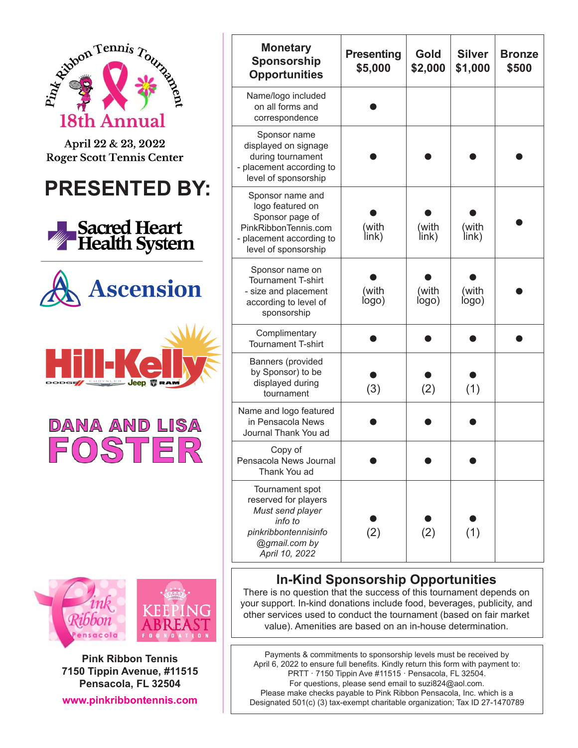Pink Ribbon Tennis Tournament

18th Annual

April 22 & 23, 2022
Roger Scott Tennis Center

# PRESENTED BY:

Sacred Heart Health System

Ascension

Hill-Kelly

DODGE CHRYSLER Jeep RAM

DANA AND LISA FOSTER

Pink Ribbon Pensacola

KEEPING ABREAST FOUNDATION

**Pink Ribbon Tennis**
**7150 Tippin Avenue, #11515**
**Pensacola, FL 32504**

**www.pinkribbontennis.com**

| Monetary Sponsorship Opportunities | Presenting $5,000 | Gold $2,000 | Silver $1,000 | Bronze $500 |
|---|---|---|---|---|
| Name/logo included on all forms and correspondence | ● | | | |
| Sponsor name displayed on signage during tournament - placement according to level of sponsorship | ● | ● | ● | ● |
| Sponsor name and logo featured on Sponsor page of PinkRibbonTennis.com - placement according to level of sponsorship | ● (with link) | ● (with link) | ● (with link) | ● |
| Sponsor name on Tournament T-shirt - size and placement according to level of sponsorship | ● (with logo) | ● (with logo) | ● (with logo) | ● |
| Complimentary Tournament T-shirt | ● | ● | ● | ● |
| Banners (provided by Sponsor) to be displayed during tournament | ● (3) | ● (2) | ● (1) | |
| Name and logo featured in Pensacola News Journal Thank You ad | ● | ● | ● | |
| Copy of Pensacola News Journal Thank You ad | ● | ● | ● | |
| Tournament spot reserved for players *Must send player info to pinkribbontennisinfo@gmail.com by April 10, 2022* | ● (2) | ● (2) | ● (1) | |

## In-Kind Sponsorship Opportunities

There is no question that the success of this tournament depends on your support. In-kind donations include food, beverages, publicity, and other services used to conduct the tournament (based on fair market value). Amenities are based on an in-house determination.

Payments & commitments to sponsorship levels must be received by April 6, 2022 to ensure full benefits. Kindly return this form with payment to: PRTT · 7150 Tippin Ave #11515 · Pensacola, FL 32504.
For questions, please send email to suzi824@aol.com.
Please make checks payable to Pink Ribbon Pensacola, Inc. which is a Designated 501(c) (3) tax-exempt charitable organization; Tax ID 27-1470789